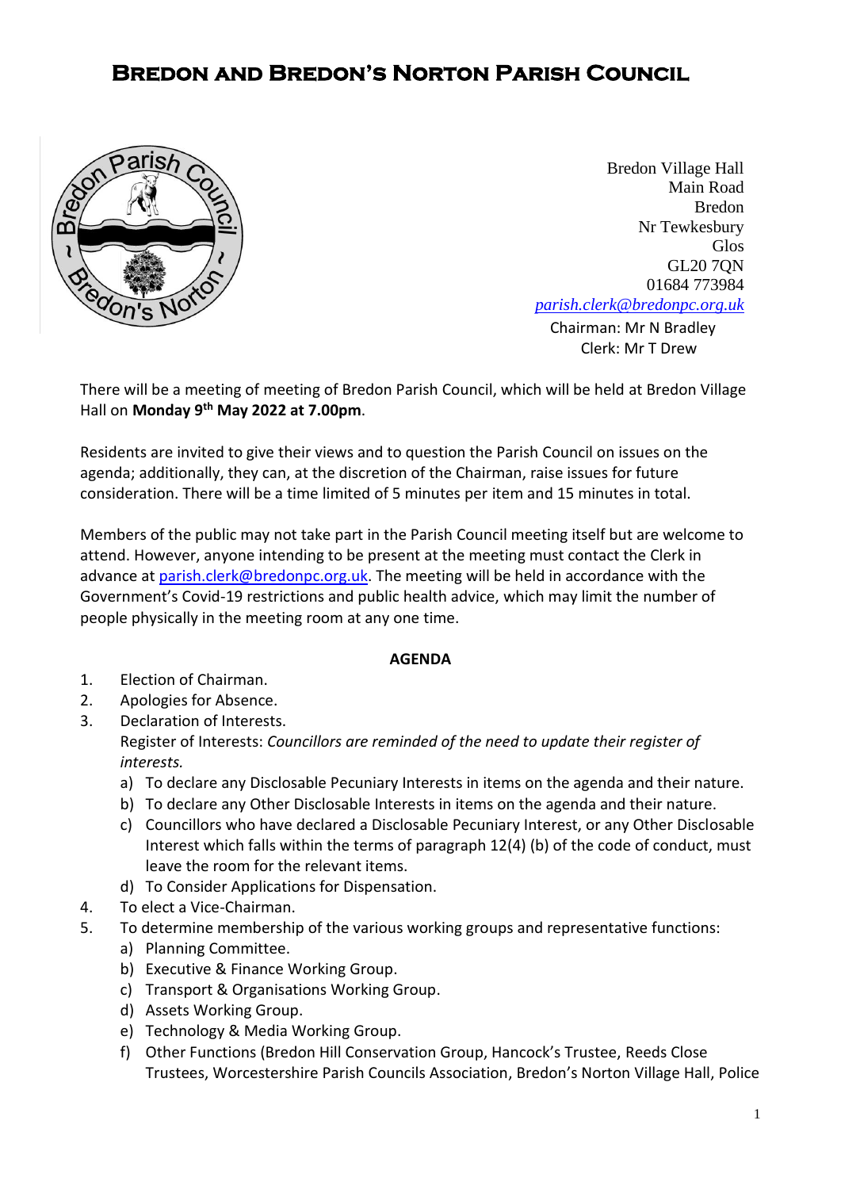# Bredon and Bredon's Norton Parish Council

Bredon Village Hall
Main Road
Bredon
Nr Tewkesbury
Glos
GL20 7QN
01684 773984
parish.clerk@bredonpc.org.uk

Chairman: Mr N Bradley
Clerk: Mr T Drew

There will be a meeting of meeting of Bredon Parish Council, which will be held at Bredon Village Hall on **Monday 9th May 2022 at 7.00pm**.

Residents are invited to give their views and to question the Parish Council on issues on the agenda; additionally, they can, at the discretion of the Chairman, raise issues for future consideration. There will be a time limited of 5 minutes per item and 15 minutes in total.

Members of the public may not take part in the Parish Council meeting itself but are welcome to attend. However, anyone intending to be present at the meeting must contact the Clerk in advance at parish.clerk@bredonpc.org.uk. The meeting will be held in accordance with the Government's Covid-19 restrictions and public health advice, which may limit the number of people physically in the meeting room at any one time.

**AGENDA**

1. Election of Chairman.
2. Apologies for Absence.
3. Declaration of Interests.
   Register of Interests: *Councillors are reminded of the need to update their register of interests.*
   a) To declare any Disclosable Pecuniary Interests in items on the agenda and their nature.
   b) To declare any Other Disclosable Interests in items on the agenda and their nature.
   c) Councillors who have declared a Disclosable Pecuniary Interest, or any Other Disclosable Interest which falls within the terms of paragraph 12(4) (b) of the code of conduct, must leave the room for the relevant items.
   d) To Consider Applications for Dispensation.
4. To elect a Vice-Chairman.
5. To determine membership of the various working groups and representative functions:
   a) Planning Committee.
   b) Executive & Finance Working Group.
   c) Transport & Organisations Working Group.
   d) Assets Working Group.
   e) Technology & Media Working Group.
   f) Other Functions (Bredon Hill Conservation Group, Hancock's Trustee, Reeds Close Trustees, Worcestershire Parish Councils Association, Bredon's Norton Village Hall, Police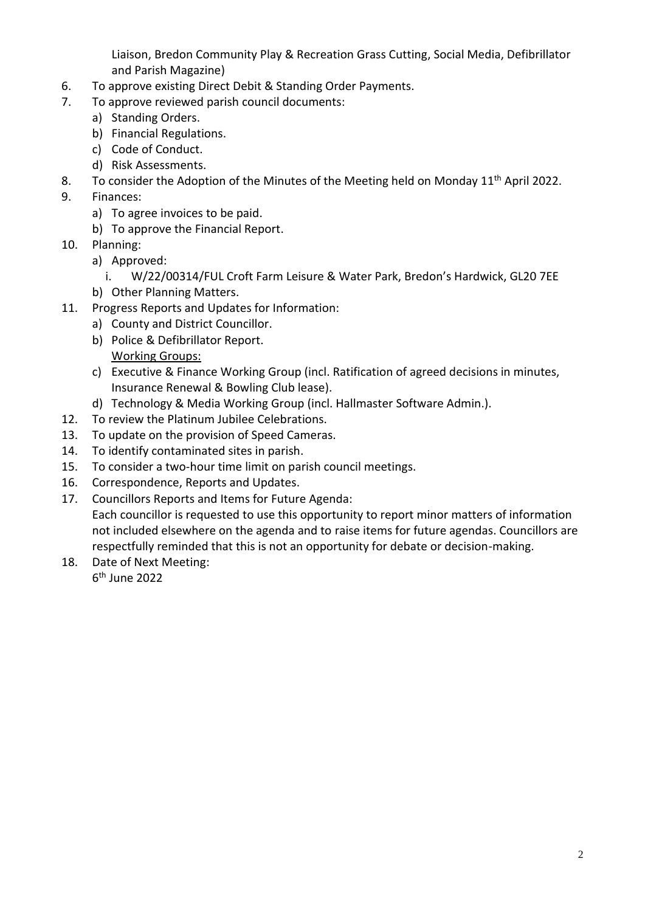Liaison, Bredon Community Play & Recreation Grass Cutting, Social Media, Defibrillator and Parish Magazine)

6. To approve existing Direct Debit & Standing Order Payments.
7. To approve reviewed parish council documents:
   a) Standing Orders.
   b) Financial Regulations.
   c) Code of Conduct.
   d) Risk Assessments.
8. To consider the Adoption of the Minutes of the Meeting held on Monday 11th April 2022.
9. Finances:
   a) To agree invoices to be paid.
   b) To approve the Financial Report.
10. Planning:
    a) Approved:
       i. W/22/00314/FUL Croft Farm Leisure & Water Park, Bredon's Hardwick, GL20 7EE
    b) Other Planning Matters.
11. Progress Reports and Updates for Information:
    a) County and District Councillor.
    b) Police & Defibrillator Report.
    
    Working Groups:
    
    c) Executive & Finance Working Group (incl. Ratification of agreed decisions in minutes, Insurance Renewal & Bowling Club lease).
    d) Technology & Media Working Group (incl. Hallmaster Software Admin.).
12. To review the Platinum Jubilee Celebrations.
13. To update on the provision of Speed Cameras.
14. To identify contaminated sites in parish.
15. To consider a two-hour time limit on parish council meetings.
16. Correspondence, Reports and Updates.
17. Councillors Reports and Items for Future Agenda:
    Each councillor is requested to use this opportunity to report minor matters of information not included elsewhere on the agenda and to raise items for future agendas. Councillors are respectfully reminded that this is not an opportunity for debate or decision-making.
18. Date of Next Meeting:
    6th June 2022